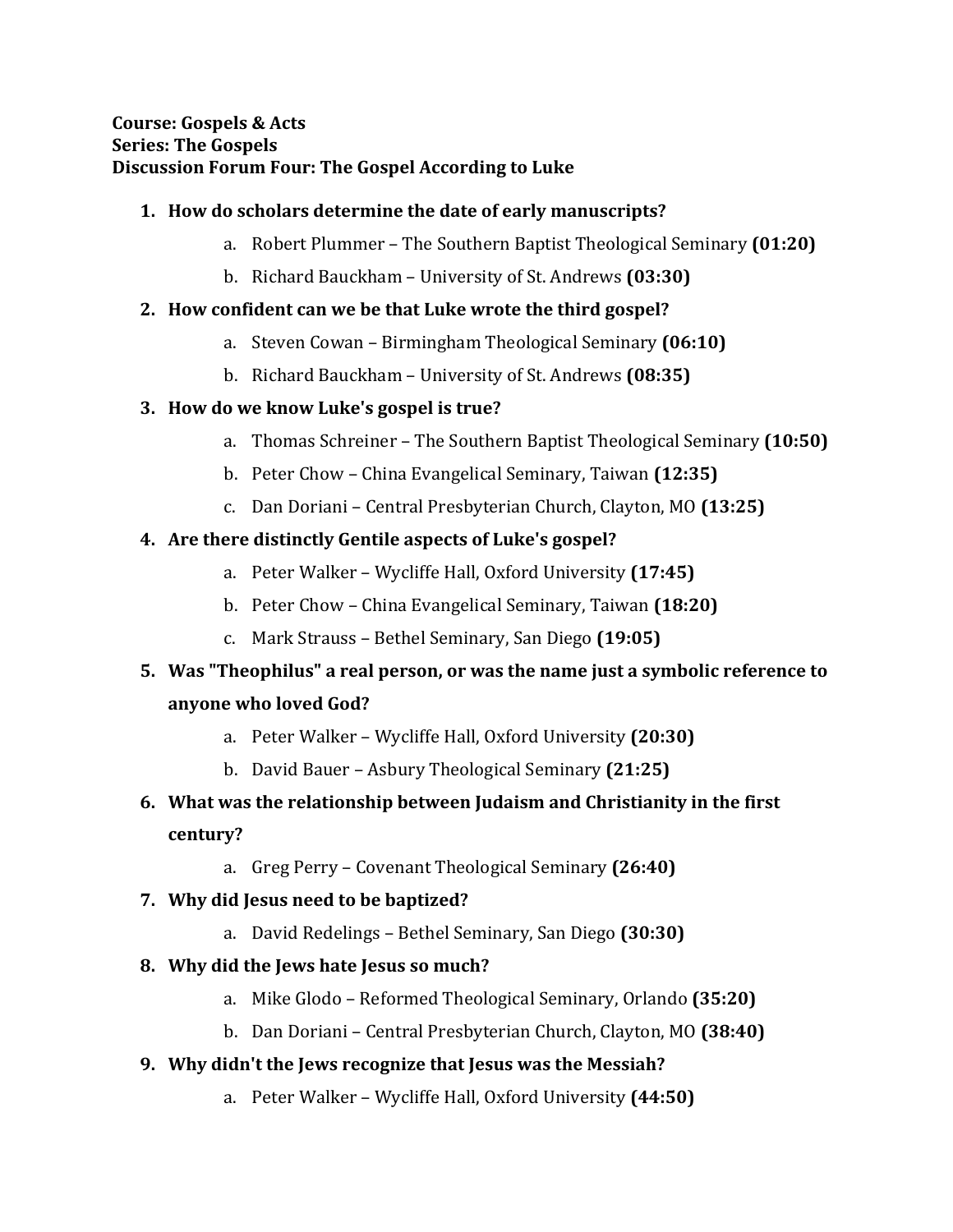**Course: Gospels & Acts**
**Series: The Gospels**
**Discussion Forum Four: The Gospel According to Luke**

1. **How do scholars determine the date of early manuscripts?**
   a. Robert Plummer – The Southern Baptist Theological Seminary **(01:20)**
   b. Richard Bauckham – University of St. Andrews **(03:30)**
2. **How confident can we be that Luke wrote the third gospel?**
   a. Steven Cowan – Birmingham Theological Seminary **(06:10)**
   b. Richard Bauckham – University of St. Andrews **(08:35)**
3. **How do we know Luke's gospel is true?**
   a. Thomas Schreiner – The Southern Baptist Theological Seminary **(10:50)**
   b. Peter Chow – China Evangelical Seminary, Taiwan **(12:35)**
   c. Dan Doriani – Central Presbyterian Church, Clayton, MO **(13:25)**
4. **Are there distinctly Gentile aspects of Luke's gospel?**
   a. Peter Walker – Wycliffe Hall, Oxford University **(17:45)**
   b. Peter Chow – China Evangelical Seminary, Taiwan **(18:20)**
   c. Mark Strauss – Bethel Seminary, San Diego **(19:05)**
5. **Was "Theophilus" a real person, or was the name just a symbolic reference to anyone who loved God?**
   a. Peter Walker – Wycliffe Hall, Oxford University **(20:30)**
   b. David Bauer – Asbury Theological Seminary **(21:25)**
6. **What was the relationship between Judaism and Christianity in the first century?**
   a. Greg Perry – Covenant Theological Seminary **(26:40)**
7. **Why did Jesus need to be baptized?**
   a. David Redelings – Bethel Seminary, San Diego **(30:30)**
8. **Why did the Jews hate Jesus so much?**
   a. Mike Glodo – Reformed Theological Seminary, Orlando **(35:20)**
   b. Dan Doriani – Central Presbyterian Church, Clayton, MO **(38:40)**
9. **Why didn't the Jews recognize that Jesus was the Messiah?**
   a. Peter Walker – Wycliffe Hall, Oxford University **(44:50)**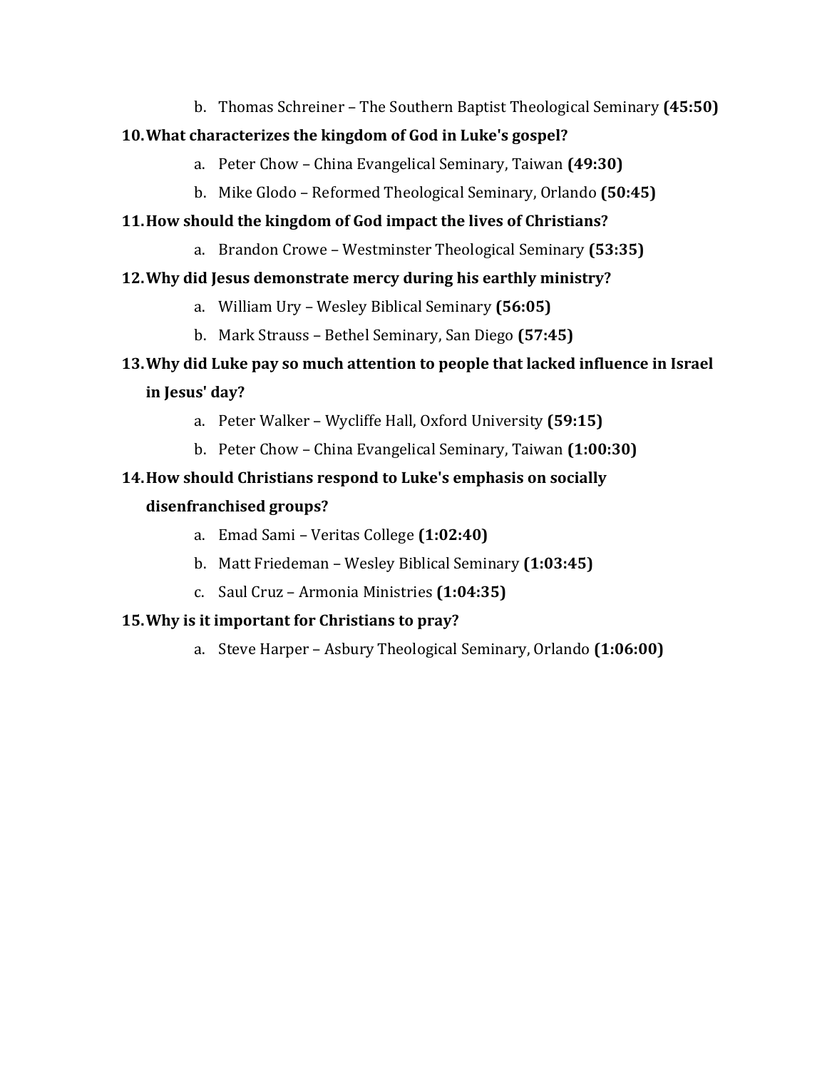b. Thomas Schreiner – The Southern Baptist Theological Seminary **(45:50)**

**10. What characterizes the kingdom of God in Luke's gospel?**

a. Peter Chow – China Evangelical Seminary, Taiwan **(49:30)**
b. Mike Glodo – Reformed Theological Seminary, Orlando **(50:45)**

**11. How should the kingdom of God impact the lives of Christians?**

a. Brandon Crowe – Westminster Theological Seminary **(53:35)**

**12. Why did Jesus demonstrate mercy during his earthly ministry?**

a. William Ury – Wesley Biblical Seminary **(56:05)**
b. Mark Strauss – Bethel Seminary, San Diego **(57:45)**

**13. Why did Luke pay so much attention to people that lacked influence in Israel in Jesus' day?**

a. Peter Walker – Wycliffe Hall, Oxford University **(59:15)**
b. Peter Chow – China Evangelical Seminary, Taiwan **(1:00:30)**

**14. How should Christians respond to Luke's emphasis on socially disenfranchised groups?**

a. Emad Sami – Veritas College **(1:02:40)**
b. Matt Friedeman – Wesley Biblical Seminary **(1:03:45)**
c. Saul Cruz – Armonia Ministries **(1:04:35)**

**15. Why is it important for Christians to pray?**

a. Steve Harper – Asbury Theological Seminary, Orlando **(1:06:00)**